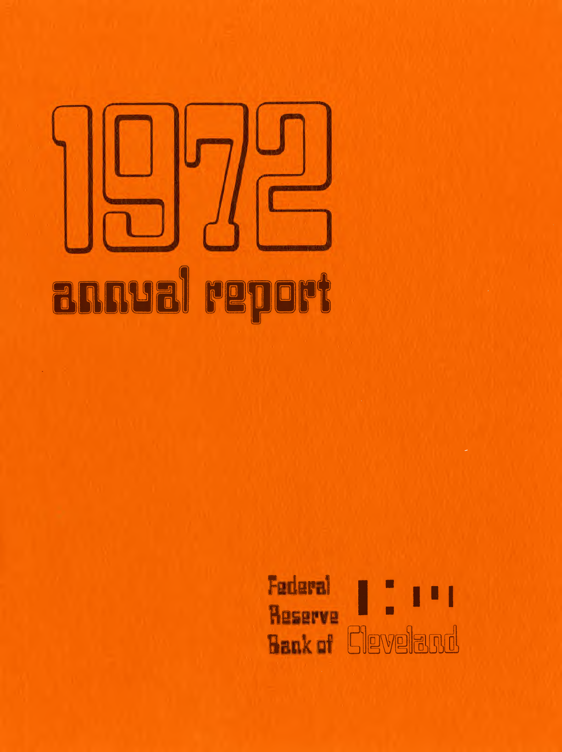# 1972

## annual report

Federal Reserve Bank of Cleveland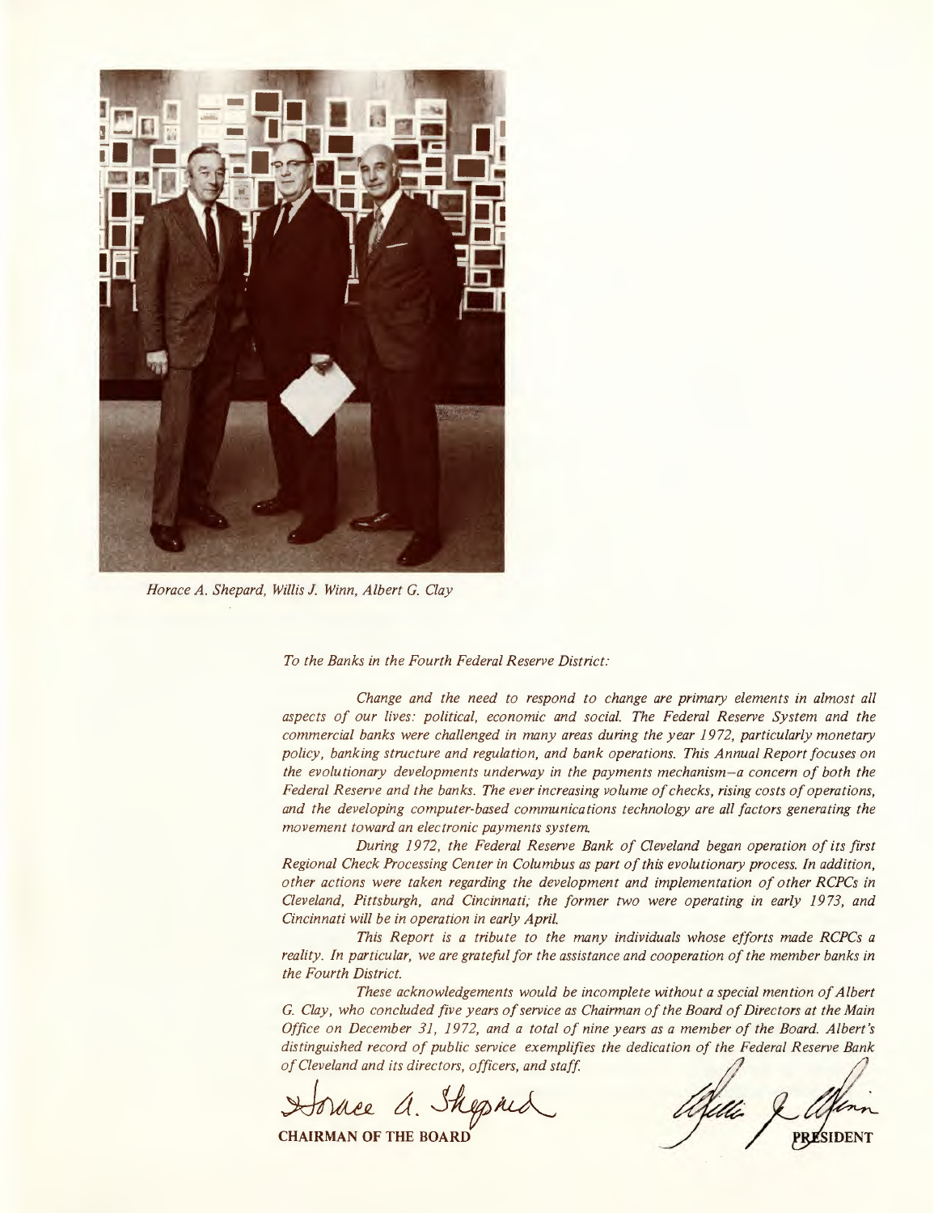*Horace A. Shepard, Willis J. Winn, Albert G. Clay*

*To the Banks in the Fourth Federal Reserve District:*

*Change and the need to respond to change are primary elements in almost all aspects of our lives: political, economic and social. The Federal Reserve System and the commercial banks were challenged in many areas during the year 1972, particularly monetary policy, banking structure and regulation, and bank operations. This Annual Report focuses on the evolutionary developments underway in the payments mechanism—a concern of both the Federal Reserve and the banks. The ever increasing volume of checks, rising costs of operations, and the developing computer-based communications technology are all factors generating the movement toward an electronic payments system.*

*During 1972, the Federal Reserve Bank of Cleveland began operation of its first Regional Check Processing Center in Columbus as part of this evolutionary process. In addition, other actions were taken regarding the development and implementation of other RCPCs in Cleveland, Pittsburgh, and Cincinnati; the former two were operating in early 1973, and Cincinnati will be in operation in early April.*

*This Report is a tribute to the many individuals whose efforts made RCPCs a reality. In particular, we are grateful for the assistance and cooperation of the member banks in the Fourth District.*

*These acknowledgements would be incomplete without a special mention of Albert G. Clay, who concluded five years of service as Chairman of the Board of Directors at the Main Office on December 31, 1972, and a total of nine years as a member of the Board. Albert's distinguished record of public service exemplifies the dedication of the Federal Reserve Bank of Cleveland and its directors, officers, and staff.*

Horace A. Shepard
**CHAIRMAN OF THE BOARD**

Willis J. Winn
**PRESIDENT**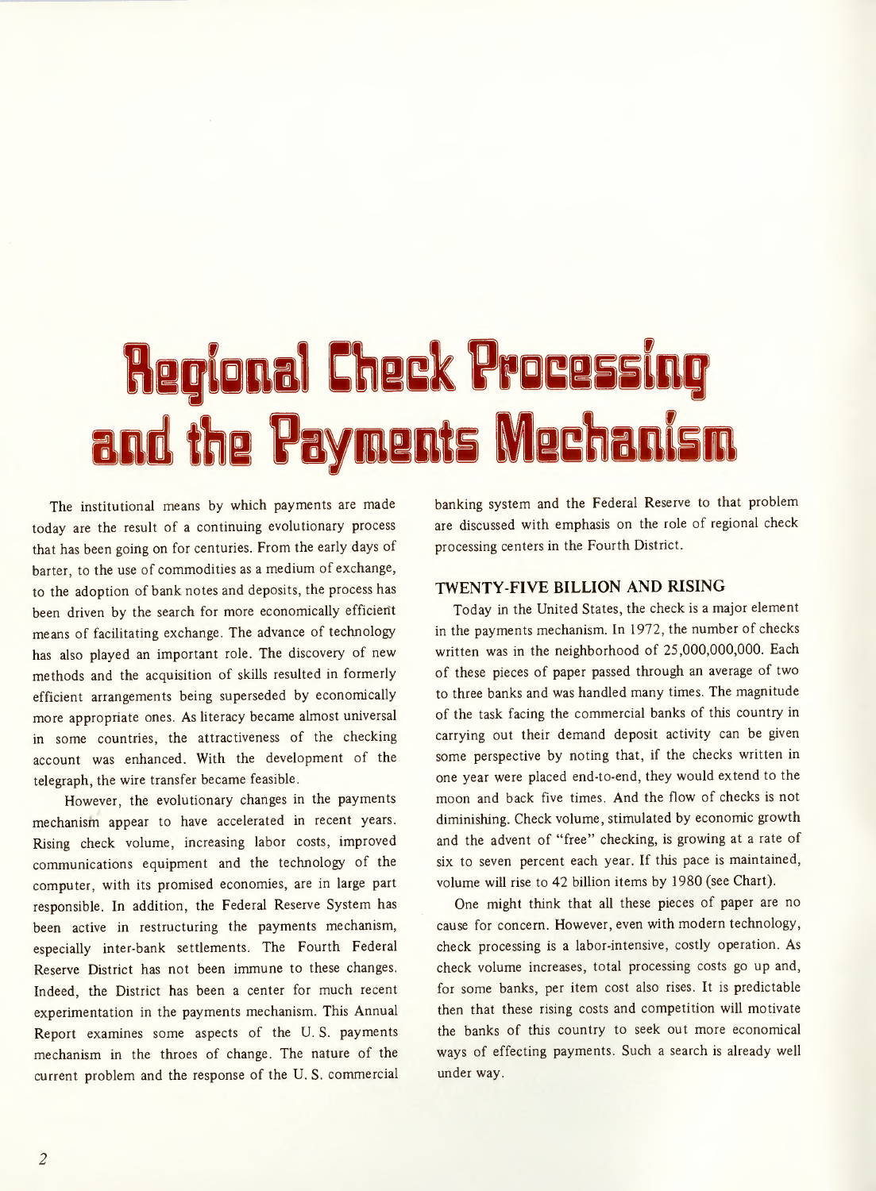# Regional Check Processing and the Payments Mechanism

The institutional means by which payments are made today are the result of a continuing evolutionary process that has been going on for centuries. From the early days of barter, to the use of commodities as a medium of exchange, to the adoption of bank notes and deposits, the process has been driven by the search for more economically efficient means of facilitating exchange. The advance of technology has also played an important role. The discovery of new methods and the acquisition of skills resulted in formerly efficient arrangements being superseded by economically more appropriate ones. As literacy became almost universal in some countries, the attractiveness of the checking account was enhanced. With the development of the telegraph, the wire transfer became feasible.

However, the evolutionary changes in the payments mechanism appear to have accelerated in recent years. Rising check volume, increasing labor costs, improved communications equipment and the technology of the computer, with its promised economies, are in large part responsible. In addition, the Federal Reserve System has been active in restructuring the payments mechanism, especially inter-bank settlements. The Fourth Federal Reserve District has not been immune to these changes. Indeed, the District has been a center for much recent experimentation in the payments mechanism. This Annual Report examines some aspects of the U. S. payments mechanism in the throes of change. The nature of the current problem and the response of the U. S. commercial banking system and the Federal Reserve to that problem are discussed with emphasis on the role of regional check processing centers in the Fourth District.

## TWENTY-FIVE BILLION AND RISING

Today in the United States, the check is a major element in the payments mechanism. In 1972, the number of checks written was in the neighborhood of 25,000,000,000. Each of these pieces of paper passed through an average of two to three banks and was handled many times. The magnitude of the task facing the commercial banks of this country in carrying out their demand deposit activity can be given some perspective by noting that, if the checks written in one year were placed end-to-end, they would extend to the moon and back five times. And the flow of checks is not diminishing. Check volume, stimulated by economic growth and the advent of "free" checking, is growing at a rate of six to seven percent each year. If this pace is maintained, volume will rise to 42 billion items by 1980 (see Chart).

One might think that all these pieces of paper are no cause for concern. However, even with modern technology, check processing is a labor-intensive, costly operation. As check volume increases, total processing costs go up and, for some banks, per item cost also rises. It is predictable then that these rising costs and competition will motivate the banks of this country to seek out more economical ways of effecting payments. Such a search is already well under way.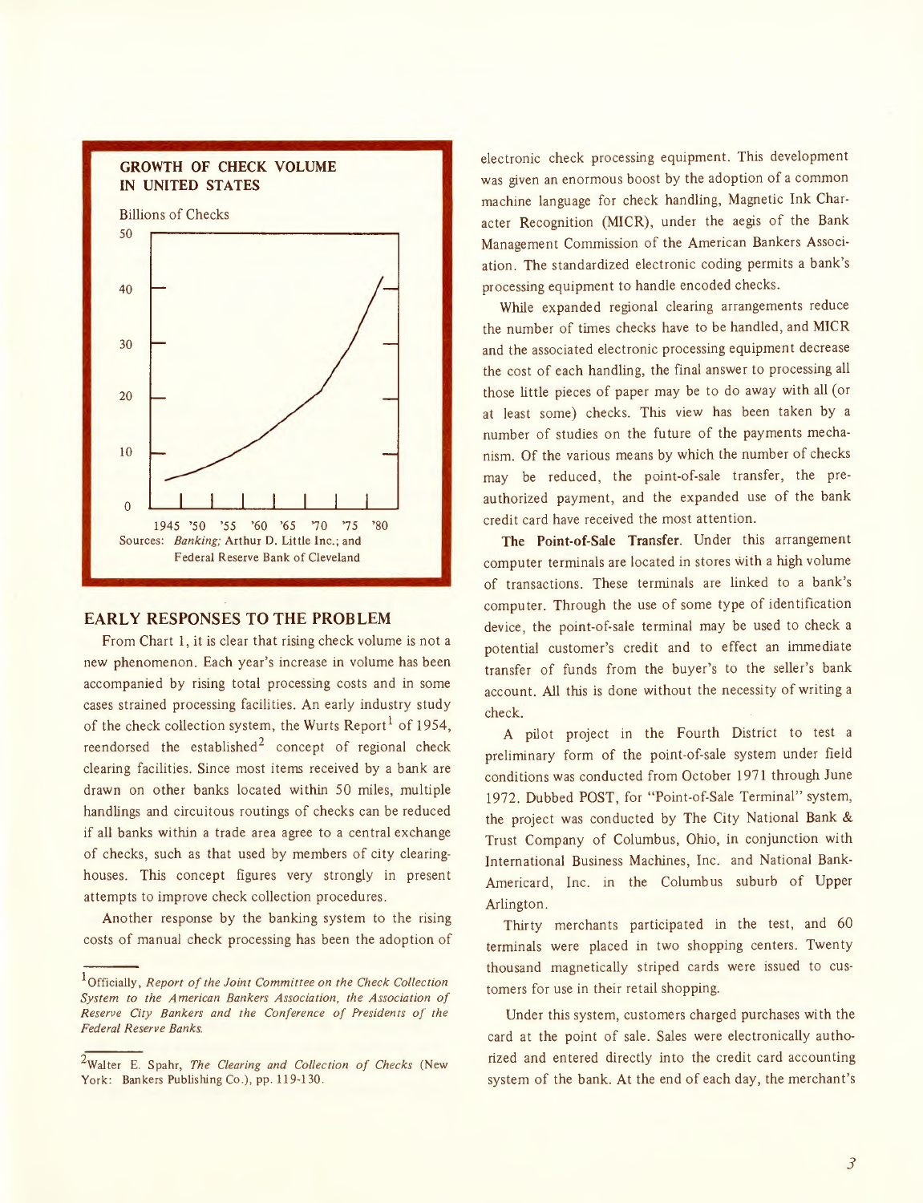**GROWTH OF CHECK VOLUME IN UNITED STATES**

Billions of Checks

1945 '50 '55 '60 '65 '70 '75 '80

Sources: *Banking;* Arthur D. Little Inc.; and Federal Reserve Bank of Cleveland

## EARLY RESPONSES TO THE PROBLEM

From Chart 1, it is clear that rising check volume is not a new phenomenon. Each year's increase in volume has been accompanied by rising total processing costs and in some cases strained processing facilities. An early industry study of the check collection system, the Wurts Report[1] of 1954, reendorsed the established[2] concept of regional check clearing facilities. Since most items received by a bank are drawn on other banks located within 50 miles, multiple handlings and circuitous routings of checks can be reduced if all banks within a trade area agree to a central exchange of checks, such as that used by members of city clearinghouses. This concept figures very strongly in present attempts to improve check collection procedures.

Another response by the banking system to the rising costs of manual check processing has been the adoption of electronic check processing equipment. This development was given an enormous boost by the adoption of a common machine language for check handling, Magnetic Ink Character Recognition (MICR), under the aegis of the Bank Management Commission of the American Bankers Association. The standardized electronic coding permits a bank's processing equipment to handle encoded checks.

While expanded regional clearing arrangements reduce the number of times checks have to be handled, and MICR and the associated electronic processing equipment decrease the cost of each handling, the final answer to processing all those little pieces of paper may be to do away with all (or at least some) checks. This view has been taken by a number of studies on the future of the payments mechanism. Of the various means by which the number of checks may be reduced, the point-of-sale transfer, the pre-authorized payment, and the expanded use of the bank credit card have received the most attention.

**The Point-of-Sale Transfer.** Under this arrangement computer terminals are located in stores with a high volume of transactions. These terminals are linked to a bank's computer. Through the use of some type of identification device, the point-of-sale terminal may be used to check a potential customer's credit and to effect an immediate transfer of funds from the buyer's to the seller's bank account. All this is done without the necessity of writing a check.

A pilot project in the Fourth District to test a preliminary form of the point-of-sale system under field conditions was conducted from October 1971 through June 1972. Dubbed POST, for "Point-of-Sale Terminal" system, the project was conducted by The City National Bank & Trust Company of Columbus, Ohio, in conjunction with International Business Machines, Inc. and National Bank-Americard, Inc. in the Columbus suburb of Upper Arlington.

Thirty merchants participated in the test, and 60 terminals were placed in two shopping centers. Twenty thousand magnetically striped cards were issued to customers for use in their retail shopping.

Under this system, customers charged purchases with the card at the point of sale. Sales were electronically authorized and entered directly into the credit card accounting system of the bank. At the end of each day, the merchant's

---

[1] Officially, *Report of the Joint Committee on the Check Collection System to the American Bankers Association, the Association of Reserve City Bankers and the Conference of Presidents of the Federal Reserve Banks.*

[2] Walter E. Spahr, *The Clearing and Collection of Checks* (New York: Bankers Publishing Co.), pp. 119-130.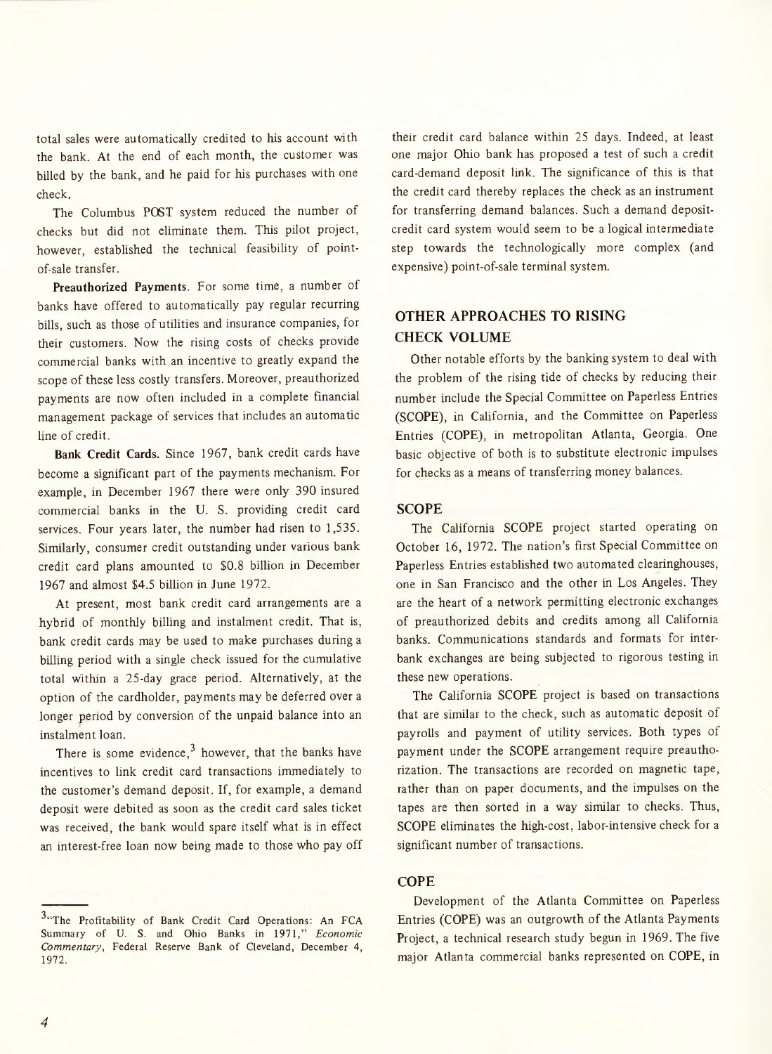total sales were automatically credited to his account with the bank. At the end of each month, the customer was billed by the bank, and he paid for his purchases with one check.

The Columbus POST system reduced the number of checks but did not eliminate them. This pilot project, however, established the technical feasibility of point-of-sale transfer.

**Preauthorized Payments**. For some time, a number of banks have offered to automatically pay regular recurring bills, such as those of utilities and insurance companies, for their customers. Now the rising costs of checks provide commercial banks with an incentive to greatly expand the scope of these less costly transfers. Moreover, preauthorized payments are now often included in a complete financial management package of services that includes an automatic line of credit.

**Bank Credit Cards.** Since 1967, bank credit cards have become a significant part of the payments mechanism. For example, in December 1967 there were only 390 insured commercial banks in the U. S. providing credit card services. Four years later, the number had risen to 1,535. Similarly, consumer credit outstanding under various bank credit card plans amounted to $0.8 billion in December 1967 and almost $4.5 billion in June 1972.

At present, most bank credit card arrangements are a hybrid of monthly billing and instalment credit. That is, bank credit cards may be used to make purchases during a billing period with a single check issued for the cumulative total within a 25-day grace period. Alternatively, at the option of the cardholder, payments may be deferred over a longer period by conversion of the unpaid balance into an instalment loan.

There is some evidence,[3] however, that the banks have incentives to link credit card transactions immediately to the customer's demand deposit. If, for example, a demand deposit were debited as soon as the credit card sales ticket was received, the bank would spare itself what is in effect an interest-free loan now being made to those who pay off their credit card balance within 25 days. Indeed, at least one major Ohio bank has proposed a test of such a credit card-demand deposit link. The significance of this is that the credit card thereby replaces the check as an instrument for transferring demand balances. Such a demand deposit-credit card system would seem to be a logical intermediate step towards the technologically more complex (and expensive) point-of-sale terminal system.

## OTHER APPROACHES TO RISING CHECK VOLUME

Other notable efforts by the banking system to deal with the problem of the rising tide of checks by reducing their number include the Special Committee on Paperless Entries (SCOPE), in California, and the Committee on Paperless Entries (COPE), in metropolitan Atlanta, Georgia. One basic objective of both is to substitute electronic impulses for checks as a means of transferring money balances.

### SCOPE

The California SCOPE project started operating on October 16, 1972. The nation's first Special Committee on Paperless Entries established two automated clearinghouses, one in San Francisco and the other in Los Angeles. They are the heart of a network permitting electronic exchanges of preauthorized debits and credits among all California banks. Communications standards and formats for inter-bank exchanges are being subjected to rigorous testing in these new operations.

The California SCOPE project is based on transactions that are similar to the check, such as automatic deposit of payrolls and payment of utility services. Both types of payment under the SCOPE arrangement require preauthorization. The transactions are recorded on magnetic tape, rather than on paper documents, and the impulses on the tapes are then sorted in a way similar to checks. Thus, SCOPE eliminates the high-cost, labor-intensive check for a significant number of transactions.

### COPE

Development of the Atlanta Committee on Paperless Entries (COPE) was an outgrowth of the Atlanta Payments Project, a technical research study begun in 1969. The five major Atlanta commercial banks represented on COPE, in

---

[3] "The Profitability of Bank Credit Card Operations: An FCA Summary of U. S. and Ohio Banks in 1971," *Economic Commentary*, Federal Reserve Bank of Cleveland, December 4, 1972.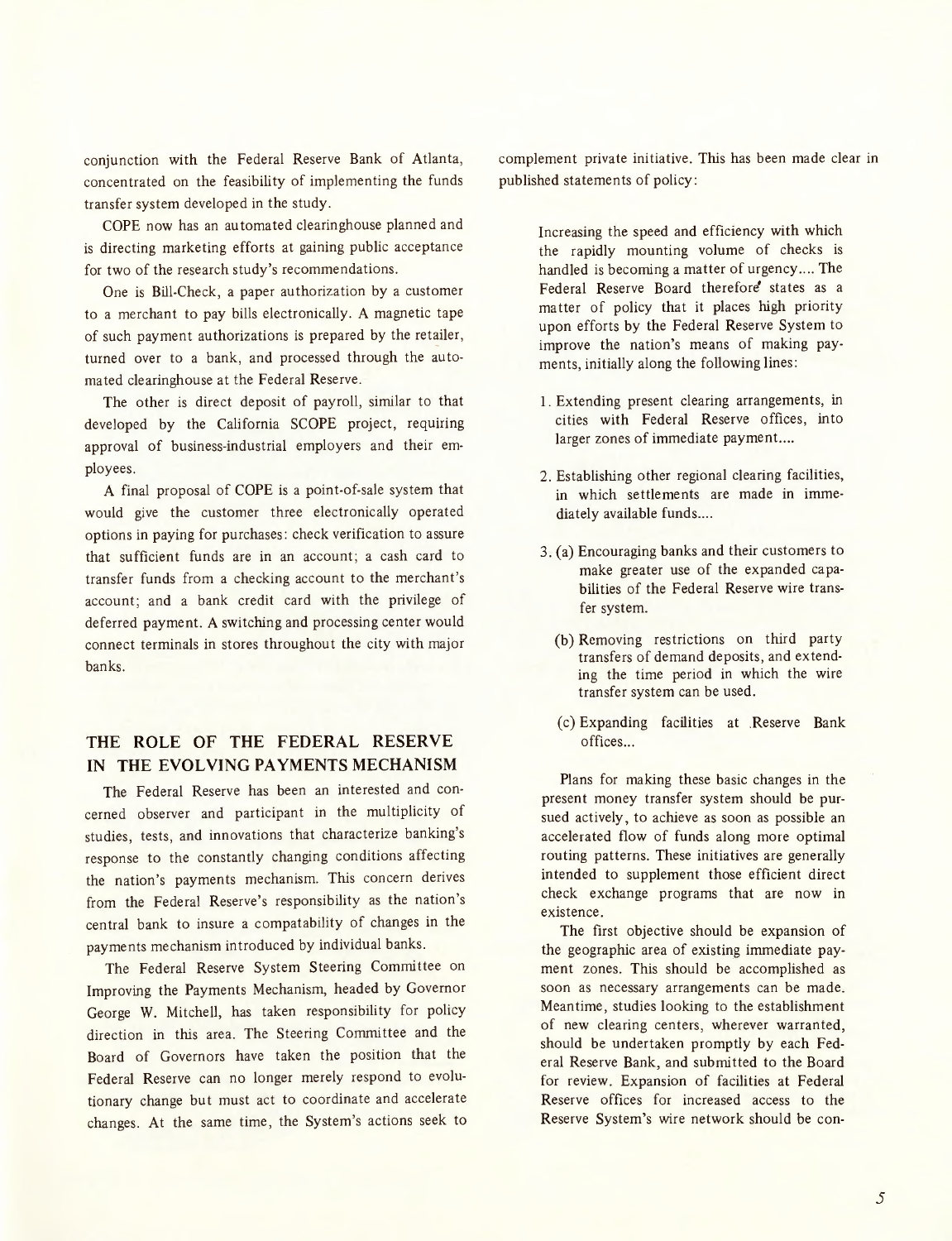conjunction with the Federal Reserve Bank of Atlanta, concentrated on the feasibility of implementing the funds transfer system developed in the study.

COPE now has an automated clearinghouse planned and is directing marketing efforts at gaining public acceptance for two of the research study's recommendations.

One is Bill-Check, a paper authorization by a customer to a merchant to pay bills electronically. A magnetic tape of such payment authorizations is prepared by the retailer, turned over to a bank, and processed through the automated clearinghouse at the Federal Reserve.

The other is direct deposit of payroll, similar to that developed by the California SCOPE project, requiring approval of business-industrial employers and their employees.

A final proposal of COPE is a point-of-sale system that would give the customer three electronically operated options in paying for purchases: check verification to assure that sufficient funds are in an account; a cash card to transfer funds from a checking account to the merchant's account; and a bank credit card with the privilege of deferred payment. A switching and processing center would connect terminals in stores throughout the city with major banks.

## THE ROLE OF THE FEDERAL RESERVE IN THE EVOLVING PAYMENTS MECHANISM

The Federal Reserve has been an interested and concerned observer and participant in the multiplicity of studies, tests, and innovations that characterize banking's response to the constantly changing conditions affecting the nation's payments mechanism. This concern derives from the Federal Reserve's responsibility as the nation's central bank to insure a compatability of changes in the payments mechanism introduced by individual banks.

The Federal Reserve System Steering Committee on Improving the Payments Mechanism, headed by Governor George W. Mitchell, has taken responsibility for policy direction in this area. The Steering Committee and the Board of Governors have taken the position that the Federal Reserve can no longer merely respond to evolutionary change but must act to coordinate and accelerate changes. At the same time, the System's actions seek to complement private initiative. This has been made clear in published statements of policy:

> Increasing the speed and efficiency with which the rapidly mounting volume of checks is handled is becoming a matter of urgency.... The Federal Reserve Board therefore states as a matter of policy that it places high priority upon efforts by the Federal Reserve System to improve the nation's means of making payments, initially along the following lines:
>
> 1. Extending present clearing arrangements, in cities with Federal Reserve offices, into larger zones of immediate payment....
>
> 2. Establishing other regional clearing facilities, in which settlements are made in immediately available funds....
>
> 3. (a) Encouraging banks and their customers to make greater use of the expanded capabilities of the Federal Reserve wire transfer system.
>
>    (b) Removing restrictions on third party transfers of demand deposits, and extending the time period in which the wire transfer system can be used.
>
>    (c) Expanding facilities at Reserve Bank offices...
>
> Plans for making these basic changes in the present money transfer system should be pursued actively, to achieve as soon as possible an accelerated flow of funds along more optimal routing patterns. These initiatives are generally intended to supplement those efficient direct check exchange programs that are now in existence.
>
> The first objective should be expansion of the geographic area of existing immediate payment zones. This should be accomplished as soon as necessary arrangements can be made. Meantime, studies looking to the establishment of new clearing centers, wherever warranted, should be undertaken promptly by each Federal Reserve Bank, and submitted to the Board for review. Expansion of facilities at Federal Reserve offices for increased access to the Reserve System's wire network should be con-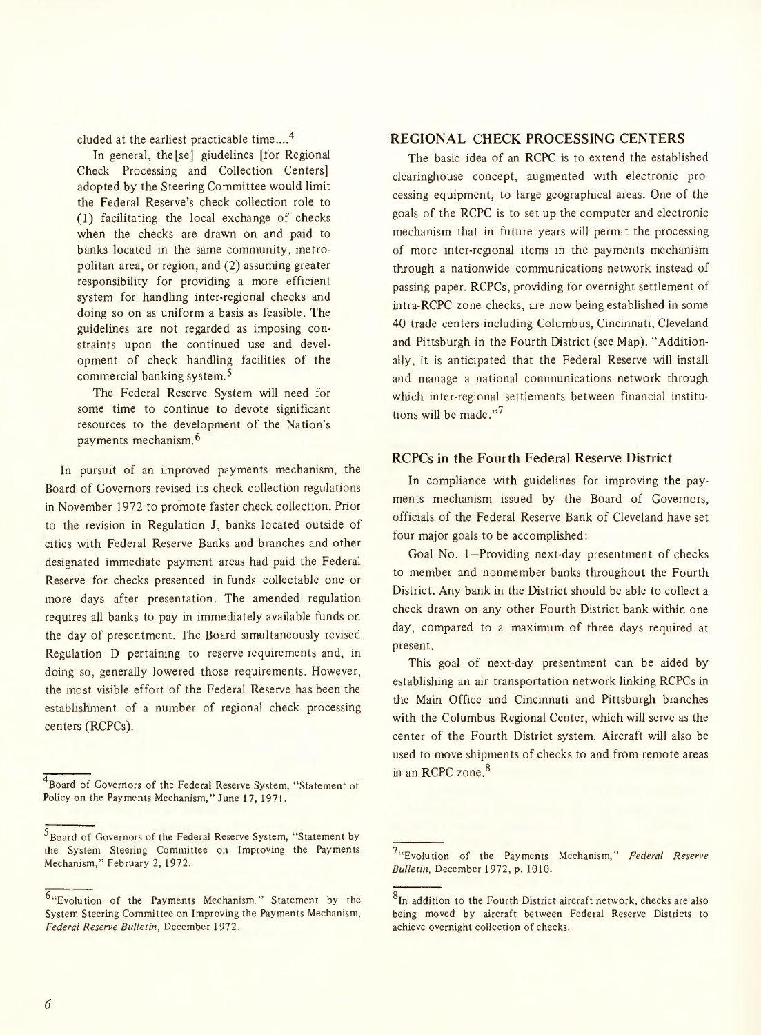cluded at the earliest practicable time....[4]

In general, the[se] giudelines [for Regional Check Processing and Collection Centers] adopted by the Steering Committee would limit the Federal Reserve's check collection role to (1) facilitating the local exchange of checks when the checks are drawn on and paid to banks located in the same community, metropolitan area, or region, and (2) assuming greater responsibility for providing a more efficient system for handling inter-regional checks and doing so on as uniform a basis as feasible. The guidelines are not regarded as imposing constraints upon the continued use and development of check handling facilities of the commercial banking system.[5]

The Federal Reserve System will need for some time to continue to devote significant resources to the development of the Nation's payments mechanism.[6]

In pursuit of an improved payments mechanism, the Board of Governors revised its check collection regulations in November 1972 to promote faster check collection. Prior to the revision in Regulation J, banks located outside of cities with Federal Reserve Banks and branches and other designated immediate payment areas had paid the Federal Reserve for checks presented in funds collectable one or more days after presentation. The amended regulation requires all banks to pay in immediately available funds on the day of presentment. The Board simultaneously revised Regulation D pertaining to reserve requirements and, in doing so, generally lowered those requirements. However, the most visible effort of the Federal Reserve has been the establishment of a number of regional check processing centers (RCPCs).

[4] Board of Governors of the Federal Reserve System, "Statement of Policy on the Payments Mechanism," June 17, 1971.

[5] Board of Governors of the Federal Reserve System, "Statement by the System Steering Committee on Improving the Payments Mechanism," February 2, 1972.

[6] "Evolution of the Payments Mechanism." Statement by the System Steering Committee on Improving the Payments Mechanism, *Federal Reserve Bulletin*, December 1972.

## REGIONAL CHECK PROCESSING CENTERS

The basic idea of an RCPC is to extend the established clearinghouse concept, augmented with electronic processing equipment, to large geographical areas. One of the goals of the RCPC is to set up the computer and electronic mechanism that in future years will permit the processing of more inter-regional items in the payments mechanism through a nationwide communications network instead of passing paper. RCPCs, providing for overnight settlement of intra-RCPC zone checks, are now being established in some 40 trade centers including Columbus, Cincinnati, Cleveland and Pittsburgh in the Fourth District (see Map). "Additionally, it is anticipated that the Federal Reserve will install and manage a national communications network through which inter-regional settlements between financial institutions will be made."[7]

### RCPCs in the Fourth Federal Reserve District

In compliance with guidelines for improving the payments mechanism issued by the Board of Governors, officials of the Federal Reserve Bank of Cleveland have set four major goals to be accomplished:

Goal No. 1–Providing next-day presentment of checks to member and nonmember banks throughout the Fourth District. Any bank in the District should be able to collect a check drawn on any other Fourth District bank within one day, compared to a maximum of three days required at present.

This goal of next-day presentment can be aided by establishing an air transportation network linking RCPCs in the Main Office and Cincinnati and Pittsburgh branches with the Columbus Regional Center, which will serve as the center of the Fourth District system. Aircraft will also be used to move shipments of checks to and from remote areas in an RCPC zone.[8]

[7] "Evolution of the Payments Mechanism," *Federal Reserve Bulletin*, December 1972, p. 1010.

[8] In addition to the Fourth District aircraft network, checks are also being moved by aircraft between Federal Reserve Districts to achieve overnight collection of checks.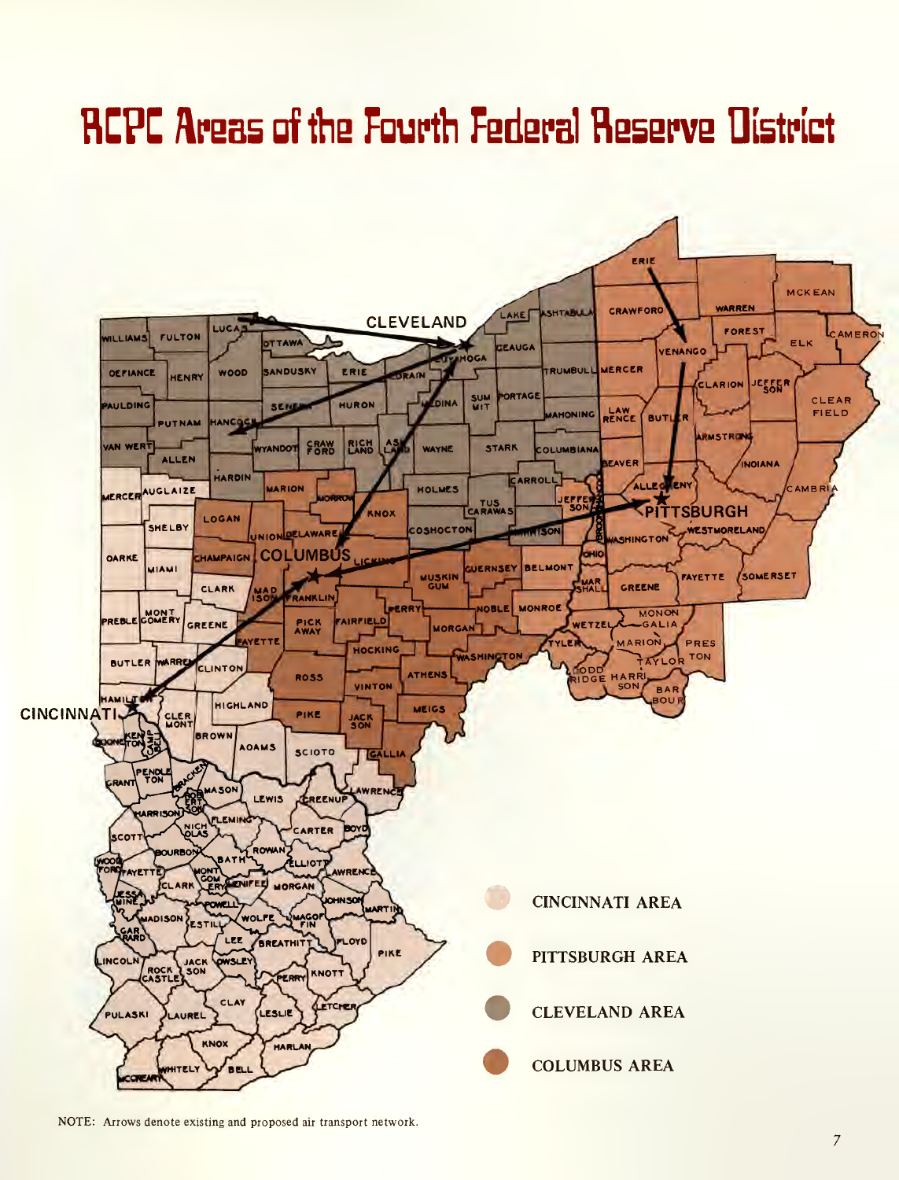# RCPC Areas of the Fourth Federal Reserve District

- CINCINNATI AREA
- PITTSBURGH AREA
- CLEVELAND AREA
- COLUMBUS AREA

NOTE: Arrows denote existing and proposed air transport network.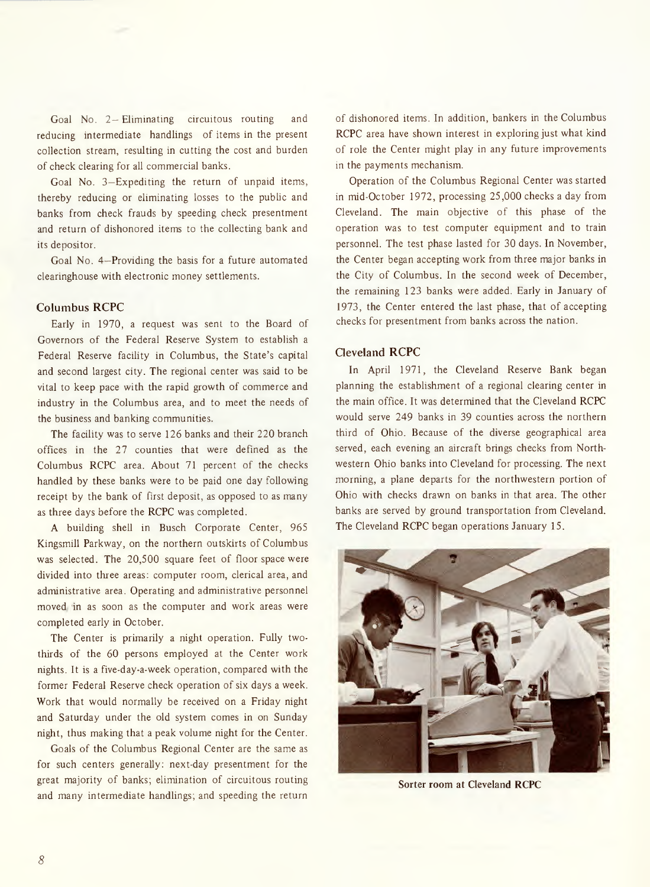Goal No. 2—Eliminating circuitous routing and reducing intermediate handlings of items in the present collection stream, resulting in cutting the cost and burden of check clearing for all commercial banks.

Goal No. 3—Expediting the return of unpaid items, thereby reducing or eliminating losses to the public and banks from check frauds by speeding check presentment and return of dishonored items to the collecting bank and its depositor.

Goal No. 4—Providing the basis for a future automated clearinghouse with electronic money settlements.

### Columbus RCPC

Early in 1970, a request was sent to the Board of Governors of the Federal Reserve System to establish a Federal Reserve facility in Columbus, the State's capital and second largest city. The regional center was said to be vital to keep pace with the rapid growth of commerce and industry in the Columbus area, and to meet the needs of the business and banking communities.

The facility was to serve 126 banks and their 220 branch offices in the 27 counties that were defined as the Columbus RCPC area. About 71 percent of the checks handled by these banks were to be paid one day following receipt by the bank of first deposit, as opposed to as many as three days before the RCPC was completed.

A building shell in Busch Corporate Center, 965 Kingsmill Parkway, on the northern outskirts of Columbus was selected. The 20,500 square feet of floor space were divided into three areas: computer room, clerical area, and administrative area. Operating and administrative personnel moved in as soon as the computer and work areas were completed early in October.

The Center is primarily a night operation. Fully two-thirds of the 60 persons employed at the Center work nights. It is a five-day-a-week operation, compared with the former Federal Reserve check operation of six days a week. Work that would normally be received on a Friday night and Saturday under the old system comes in on Sunday night, thus making that a peak volume night for the Center.

Goals of the Columbus Regional Center are the same as for such centers generally: next-day presentment for the great majority of banks; elimination of circuitous routing and many intermediate handlings; and speeding the return of dishonored items. In addition, bankers in the Columbus RCPC area have shown interest in exploring just what kind of role the Center might play in any future improvements in the payments mechanism.

Operation of the Columbus Regional Center was started in mid-October 1972, processing 25,000 checks a day from Cleveland. The main objective of this phase of the operation was to test computer equipment and to train personnel. The test phase lasted for 30 days. In November, the Center began accepting work from three major banks in the City of Columbus. In the second week of December, the remaining 123 banks were added. Early in January of 1973, the Center entered the last phase, that of accepting checks for presentment from banks across the nation.

### Cleveland RCPC

In April 1971, the Cleveland Reserve Bank began planning the establishment of a regional clearing center in the main office. It was determined that the Cleveland RCPC would serve 249 banks in 39 counties across the northern third of Ohio. Because of the diverse geographical area served, each evening an aircraft brings checks from Northwestern Ohio banks into Cleveland for processing. The next morning, a plane departs for the northwestern portion of Ohio with checks drawn on banks in that area. The other banks are served by ground transportation from Cleveland. The Cleveland RCPC began operations January 15.

**Sorter room at Cleveland RCPC**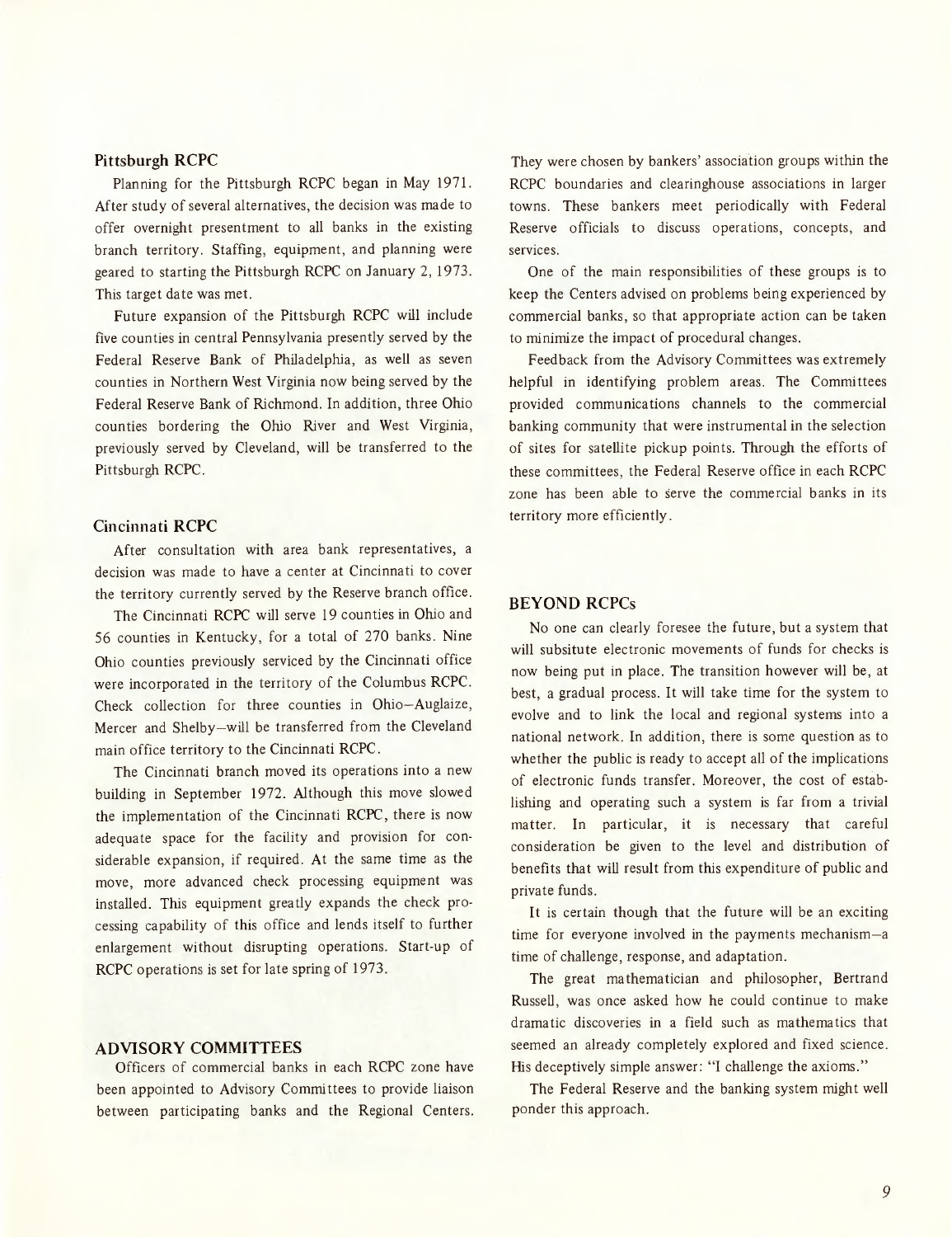### Pittsburgh RCPC

Planning for the Pittsburgh RCPC began in May 1971. After study of several alternatives, the decision was made to offer overnight presentment to all banks in the existing branch territory. Staffing, equipment, and planning were geared to starting the Pittsburgh RCPC on January 2, 1973. This target date was met.

Future expansion of the Pittsburgh RCPC will include five counties in central Pennsylvania presently served by the Federal Reserve Bank of Philadelphia, as well as seven counties in Northern West Virginia now being served by the Federal Reserve Bank of Richmond. In addition, three Ohio counties bordering the Ohio River and West Virginia, previously served by Cleveland, will be transferred to the Pittsburgh RCPC.

### Cincinnati RCPC

After consultation with area bank representatives, a decision was made to have a center at Cincinnati to cover the territory currently served by the Reserve branch office.

The Cincinnati RCPC will serve 19 counties in Ohio and 56 counties in Kentucky, for a total of 270 banks. Nine Ohio counties previously serviced by the Cincinnati office were incorporated in the territory of the Columbus RCPC. Check collection for three counties in Ohio–Auglaize, Mercer and Shelby–will be transferred from the Cleveland main office territory to the Cincinnati RCPC.

The Cincinnati branch moved its operations into a new building in September 1972. Although this move slowed the implementation of the Cincinnati RCPC, there is now adequate space for the facility and provision for considerable expansion, if required. At the same time as the move, more advanced check processing equipment was installed. This equipment greatly expands the check processing capability of this office and lends itself to further enlargement without disrupting operations. Start-up of RCPC operations is set for late spring of 1973.

## ADVISORY COMMITTEES

Officers of commercial banks in each RCPC zone have been appointed to Advisory Committees to provide liaison between participating banks and the Regional Centers. They were chosen by bankers' association groups within the RCPC boundaries and clearinghouse associations in larger towns. These bankers meet periodically with Federal Reserve officials to discuss operations, concepts, and services.

One of the main responsibilities of these groups is to keep the Centers advised on problems being experienced by commercial banks, so that appropriate action can be taken to minimize the impact of procedural changes.

Feedback from the Advisory Committees was extremely helpful in identifying problem areas. The Committees provided communications channels to the commercial banking community that were instrumental in the selection of sites for satellite pickup points. Through the efforts of these committees, the Federal Reserve office in each RCPC zone has been able to serve the commercial banks in its territory more efficiently.

## BEYOND RCPCs

No one can clearly foresee the future, but a system that will subsitute electronic movements of funds for checks is now being put in place. The transition however will be, at best, a gradual process. It will take time for the system to evolve and to link the local and regional systems into a national network. In addition, there is some question as to whether the public is ready to accept all of the implications of electronic funds transfer. Moreover, the cost of establishing and operating such a system is far from a trivial matter. In particular, it is necessary that careful consideration be given to the level and distribution of benefits that will result from this expenditure of public and private funds.

It is certain though that the future will be an exciting time for everyone involved in the payments mechanism–a time of challenge, response, and adaptation.

The great mathematician and philosopher, Bertrand Russell, was once asked how he could continue to make dramatic discoveries in a field such as mathematics that seemed an already completely explored and fixed science. His deceptively simple answer: "I challenge the axioms."

The Federal Reserve and the banking system might well ponder this approach.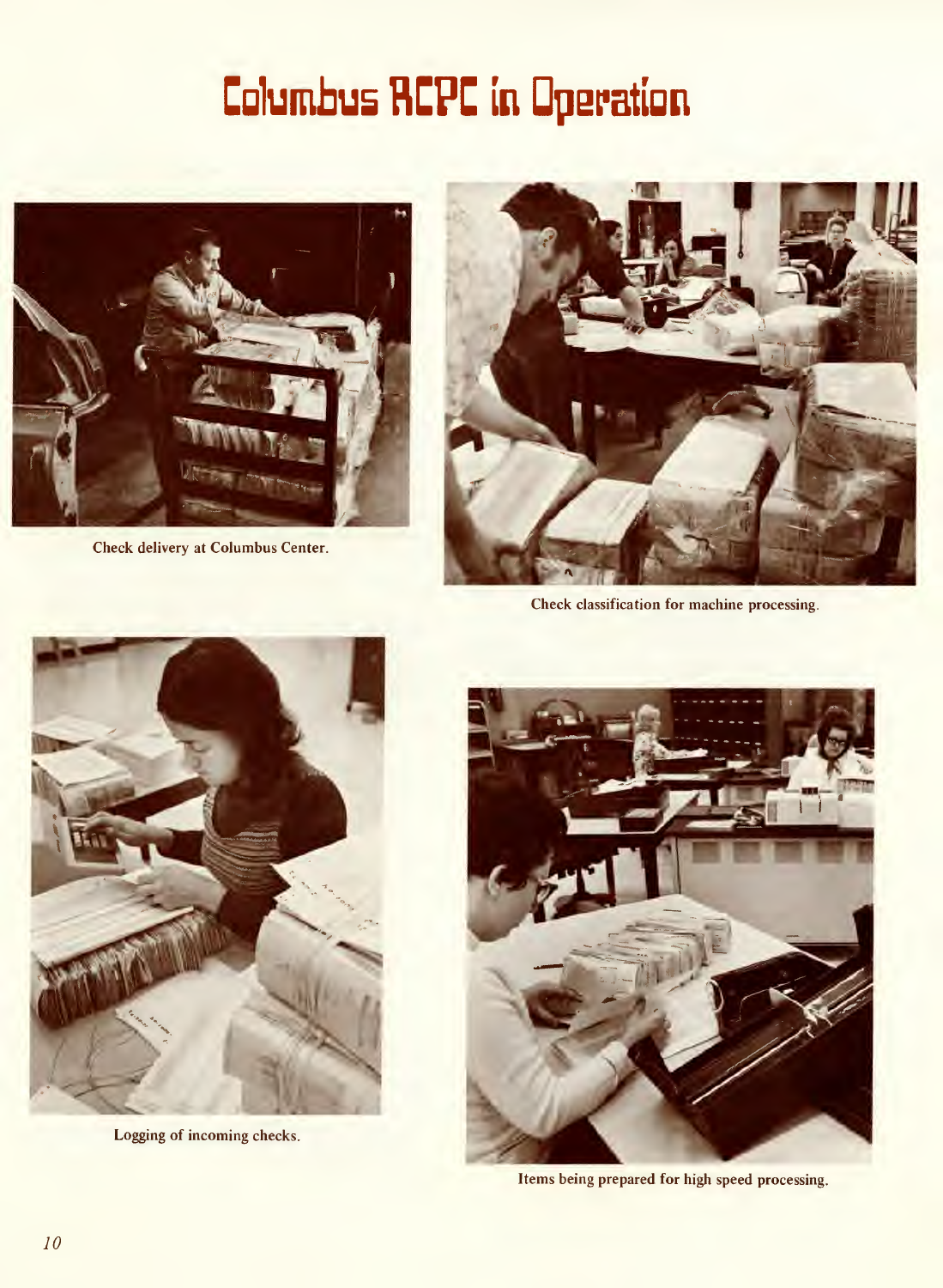# Columbus RCPC in Operation

Check delivery at Columbus Center.

Check classification for machine processing.

Logging of incoming checks.

Items being prepared for high speed processing.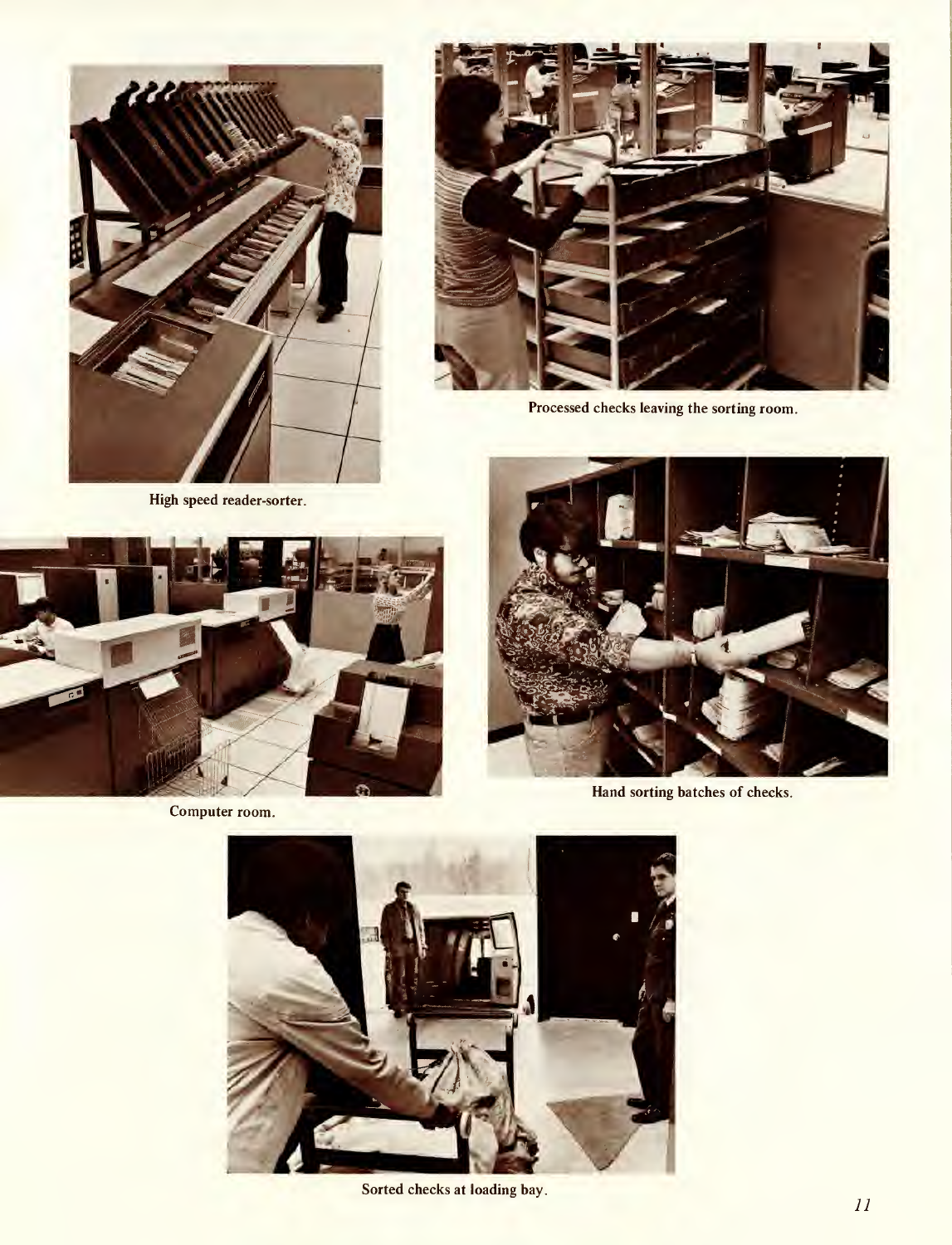High speed reader-sorter.

Processed checks leaving the sorting room.

Computer room.

Hand sorting batches of checks.

Sorted checks at loading bay.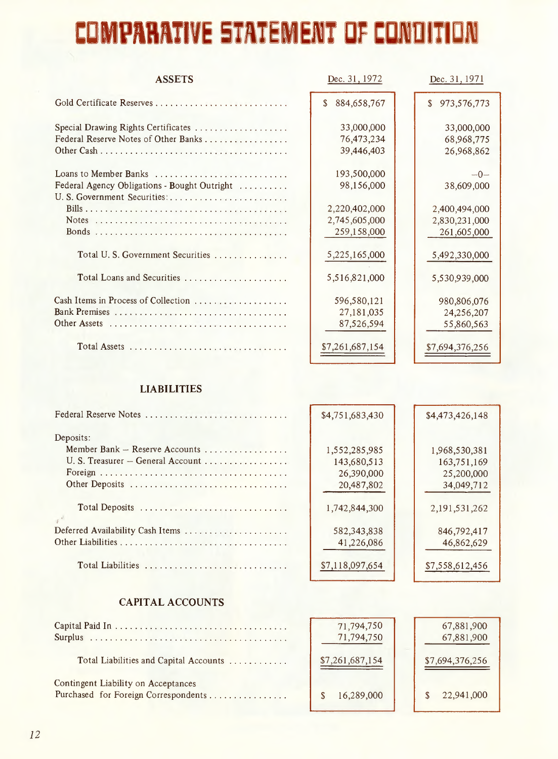# COMPARATIVE STATEMENT OF CONDITION

| ASSETS | Dec. 31, 1972 | Dec. 31, 1971 |
|---|---|---|
| Gold Certificate Reserves | $ 884,658,767 | $ 973,576,773 |
| Special Drawing Rights Certificates | 33,000,000 | 33,000,000 |
| Federal Reserve Notes of Other Banks | 76,473,234 | 68,968,775 |
| Other Cash | 39,446,403 | 26,968,862 |
| Loans to Member Banks | 193,500,000 | –0– |
| Federal Agency Obligations - Bought Outright | 98,156,000 | 38,609,000 |
| U. S. Government Securities: | | |
| Bills | 2,220,402,000 | 2,400,494,000 |
| Notes | 2,745,605,000 | 2,830,231,000 |
| Bonds | 259,158,000 | 261,605,000 |
| Total U. S. Government Securities | 5,225,165,000 | 5,492,330,000 |
| Total Loans and Securities | 5,516,821,000 | 5,530,939,000 |
| Cash Items in Process of Collection | 596,580,121 | 980,806,076 |
| Bank Premises | 27,181,035 | 24,256,207 |
| Other Assets | 87,526,594 | 55,860,563 |
| Total Assets | $7,261,687,154 | $7,694,376,256 |

| LIABILITIES | Dec. 31, 1972 | Dec. 31, 1971 |
|---|---|---|
| Federal Reserve Notes | $4,751,683,430 | $4,473,426,148 |
| Deposits: | | |
| Member Bank – Reserve Accounts | 1,552,285,985 | 1,968,530,381 |
| U. S. Treasurer – General Account | 143,680,513 | 163,751,169 |
| Foreign | 26,390,000 | 25,200,000 |
| Other Deposits | 20,487,802 | 34,049,712 |
| Total Deposits | 1,742,844,300 | 2,191,531,262 |
| Deferred Availability Cash Items | 582,343,838 | 846,792,417 |
| Other Liabilities | 41,226,086 | 46,862,629 |
| Total Liabilities | $7,118,097,654 | $7,558,612,456 |

| CAPITAL ACCOUNTS | Dec. 31, 1972 | Dec. 31, 1971 |
|---|---|---|
| Capital Paid In | 71,794,750 | 67,881,900 |
| Surplus | 71,794,750 | 67,881,900 |
| Total Liabilities and Capital Accounts | $7,261,687,154 | $7,694,376,256 |
| Contingent Liability on Acceptances Purchased for Foreign Correspondents | $ 16,289,000 | $ 22,941,000 |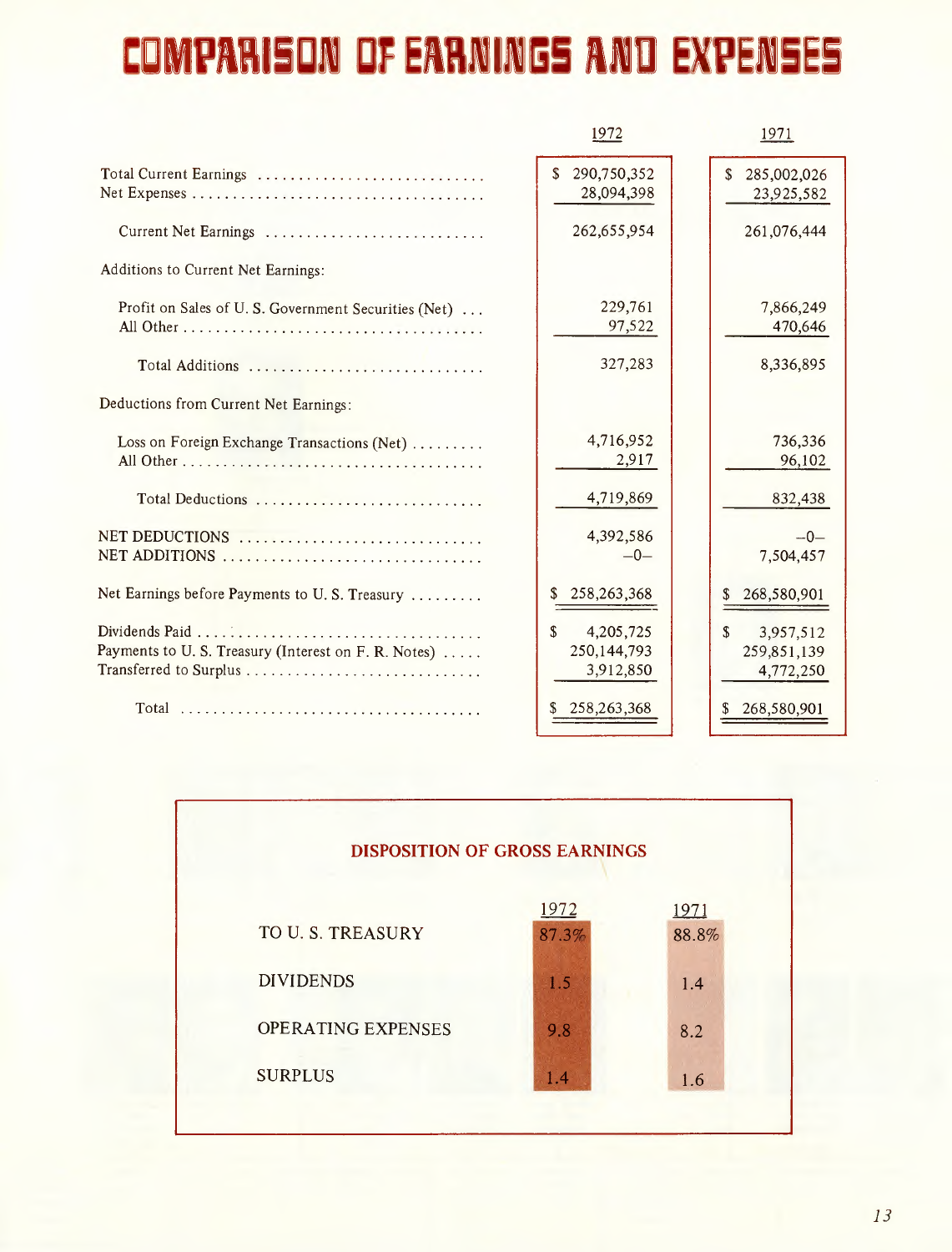# COMPARISON OF EARNINGS AND EXPENSES

| | 1972 | 1971 |
|---|---|---|
| Total Current Earnings | $ 290,750,352 | $ 285,002,026 |
| Net Expenses | 28,094,398 | 23,925,582 |
| Current Net Earnings | 262,655,954 | 261,076,444 |
| Additions to Current Net Earnings: | | |
| Profit on Sales of U. S. Government Securities (Net) | 229,761 | 7,866,249 |
| All Other | 97,522 | 470,646 |
| Total Additions | 327,283 | 8,336,895 |
| Deductions from Current Net Earnings: | | |
| Loss on Foreign Exchange Transactions (Net) | 4,716,952 | 736,336 |
| All Other | 2,917 | 96,102 |
| Total Deductions | 4,719,869 | 832,438 |
| NET DEDUCTIONS | 4,392,586 | –0– |
| NET ADDITIONS | –0– | 7,504,457 |
| Net Earnings before Payments to U. S. Treasury | $ 258,263,368 | $ 268,580,901 |
| Dividends Paid | $ 4,205,725 | $ 3,957,512 |
| Payments to U. S. Treasury (Interest on F. R. Notes) | 250,144,793 | 259,851,139 |
| Transferred to Surplus | 3,912,850 | 4,772,250 |
| Total | $ 258,263,368 | $ 268,580,901 |

## DISPOSITION OF GROSS EARNINGS

| | 1972 | 1971 |
|---|---|---|
| TO U. S. TREASURY | 87.3% | 88.8% |
| DIVIDENDS | 1.5 | 1.4 |
| OPERATING EXPENSES | 9.8 | 8.2 |
| SURPLUS | 1.4 | 1.6 |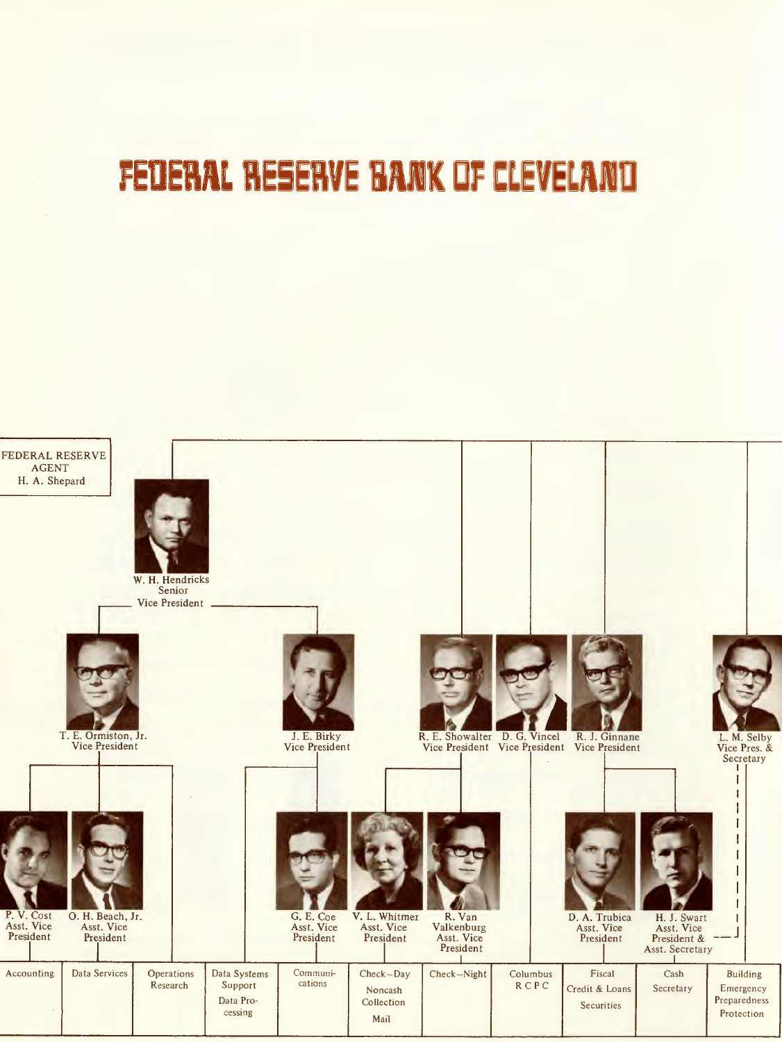# FEDERAL RESERVE BANK OF CLEVELAND

FEDERAL RESERVE AGENT
H. A. Shepard

W. H. Hendricks
Senior
Vice President

T. E. Ormiston, Jr.
Vice President

J. E. Birky
Vice President

R. E. Showalter
Vice President

D. G. Vincel
Vice President

R. J. Ginnane
Vice President

L. M. Selby
Vice Pres. &
Secretary

P. V. Cost
Asst. Vice
President

O. H. Beach, Jr.
Asst. Vice
President

G. E. Coe
Asst. Vice
President

V. L. Whitmer
Asst. Vice
President

R. Van Valkenburg
Asst. Vice
President

D. A. Trubica
Asst. Vice
President

H. J. Swart
Asst. Vice
President &
Asst. Secretary

| Accounting | Data Services | Operations Research | Data Systems Support / Data Processing | Communications | Check–Day / Noncash Collection / Mail | Check–Night | Columbus RCPC | Fiscal / Credit & Loans / Securities | Cash / Secretary | Building / Emergency Preparedness / Protection |
|---|---|---|---|---|---|---|---|---|---|---|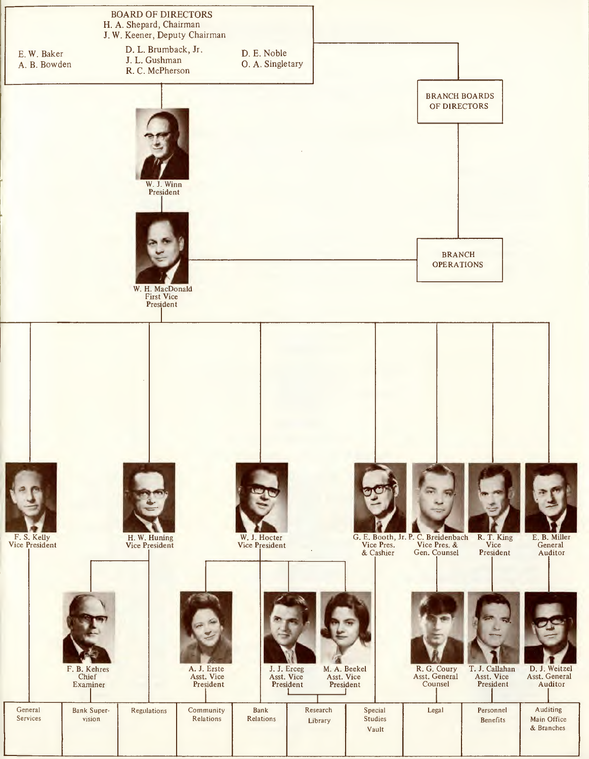**BOARD OF DIRECTORS**

H. A. Shepard, Chairman
J. W. Keener, Deputy Chairman

E. W. Baker
A. B. Bowden
D. L. Brumback, Jr.
J. L. Gushman
R. C. McPherson
D. E. Noble
O. A. Singletary

BRANCH BOARDS OF DIRECTORS

W. J. Winn
President

W. H. MacDonald
First Vice President

BRANCH OPERATIONS

F. S. Kelly
Vice President

H. W. Huning
Vice President

W. J. Hocter
Vice President

G. E. Booth, Jr.
Vice Pres. & Cashier

P. C. Breidenbach
Vice Pres. & Gen. Counsel

R. T. King
Vice President

E. B. Miller
General Auditor

F. B. Kehres
Chief Examiner

A. J. Erste
Asst. Vice President

J. J. Erceg
Asst. Vice President

M. A. Beekel
Asst. Vice President

R. G. Coury
Asst. General Counsel

T. J. Callahan
Asst. Vice President

D. J. Weitzel
Asst. General Auditor

| General Services | Bank Supervision | Regulations | Community Relations | Bank Relations | Research Library | Special Studies Vault | Legal | Personnel Benefits | Auditing Main Office & Branches |
|---|---|---|---|---|---|---|---|---|---|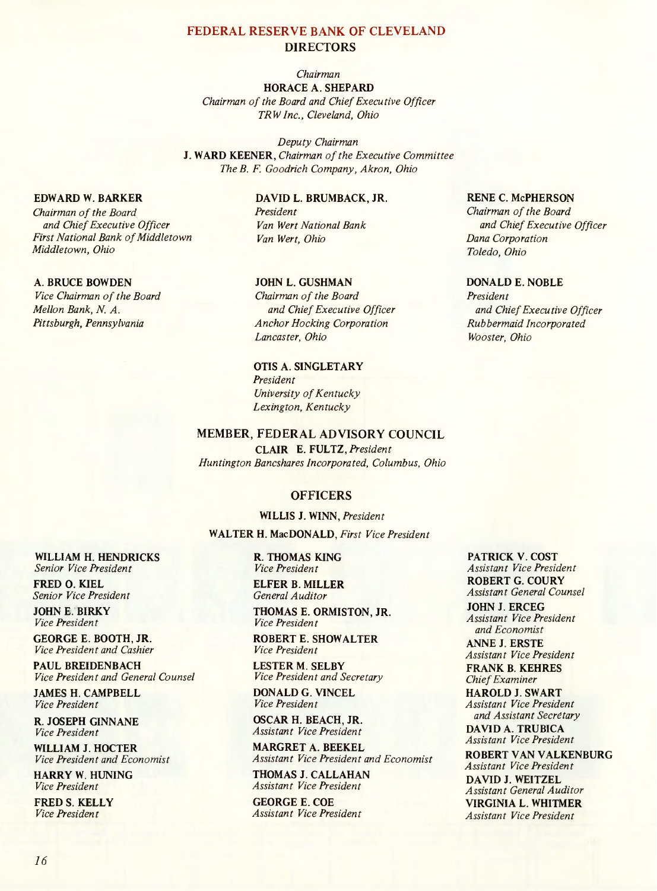## FEDERAL RESERVE BANK OF CLEVELAND

### DIRECTORS

*Chairman*
**HORACE A. SHEPARD**
*Chairman of the Board and Chief Executive Officer*
*TRW Inc., Cleveland, Ohio*

*Deputy Chairman*
**J. WARD KEENER**, *Chairman of the Executive Committee*
*The B. F. Goodrich Company, Akron, Ohio*

**EDWARD W. BARKER**
*Chairman of the Board and Chief Executive Officer*
*First National Bank of Middletown*
*Middletown, Ohio*

**A. BRUCE BOWDEN**
*Vice Chairman of the Board*
*Mellon Bank, N. A.*
*Pittsburgh, Pennsylvania*

**DAVID L. BRUMBACK, JR.**
*President*
*Van Wert National Bank*
*Van Wert, Ohio*

**JOHN L. GUSHMAN**
*Chairman of the Board and Chief Executive Officer*
*Anchor Hocking Corporation*
*Lancaster, Ohio*

**OTIS A. SINGLETARY**
*President*
*University of Kentucky*
*Lexington, Kentucky*

**RENE C. McPHERSON**
*Chairman of the Board and Chief Executive Officer*
*Dana Corporation*
*Toledo, Ohio*

**DONALD E. NOBLE**
*President and Chief Executive Officer*
*Rubbermaid Incorporated*
*Wooster, Ohio*

### MEMBER, FEDERAL ADVISORY COUNCIL

**CLAIR E. FULTZ**, *President*
*Huntington Bancshares Incorporated, Columbus, Ohio*

### OFFICERS

**WILLIS J. WINN**, *President*

**WALTER H. MacDONALD**, *First Vice President*

**WILLIAM H. HENDRICKS**
*Senior Vice President*

**FRED O. KIEL**
*Senior Vice President*

**JOHN E. BIRKY**
*Vice President*

**GEORGE E. BOOTH, JR.**
*Vice President and Cashier*

**PAUL BREIDENBACH**
*Vice President and General Counsel*

**JAMES H. CAMPBELL**
*Vice President*

**R. JOSEPH GINNANE**
*Vice President*

**WILLIAM J. HOCTER**
*Vice President and Economist*

**HARRY W. HUNING**
*Vice President*

**FRED S. KELLY**
*Vice President*

**R. THOMAS KING**
*Vice President*

**ELFER B. MILLER**
*General Auditor*

**THOMAS E. ORMISTON, JR.**
*Vice President*

**ROBERT E. SHOWALTER**
*Vice President*

**LESTER M. SELBY**
*Vice President and Secretary*

**DONALD G. VINCEL**
*Vice President*

**OSCAR H. BEACH, JR.**
*Assistant Vice President*

**MARGRET A. BEEKEL**
*Assistant Vice President and Economist*

**THOMAS J. CALLAHAN**
*Assistant Vice President*

**GEORGE E. COE**
*Assistant Vice President*

**PATRICK V. COST**
*Assistant Vice President*

**ROBERT G. COURY**
*Assistant General Counsel*

**JOHN J. ERCEG**
*Assistant Vice President and Economist*

**ANNE J. ERSTE**
*Assistant Vice President*

**FRANK B. KEHRES**
*Chief Examiner*

**HAROLD J. SWART**
*Assistant Vice President and Assistant Secretary*

**DAVID A. TRUBICA**
*Assistant Vice President*

**ROBERT VAN VALKENBURG**
*Assistant Vice President*

**DAVID J. WEITZEL**
*Assistant General Auditor*

**VIRGINIA L. WHITMER**
*Assistant Vice President*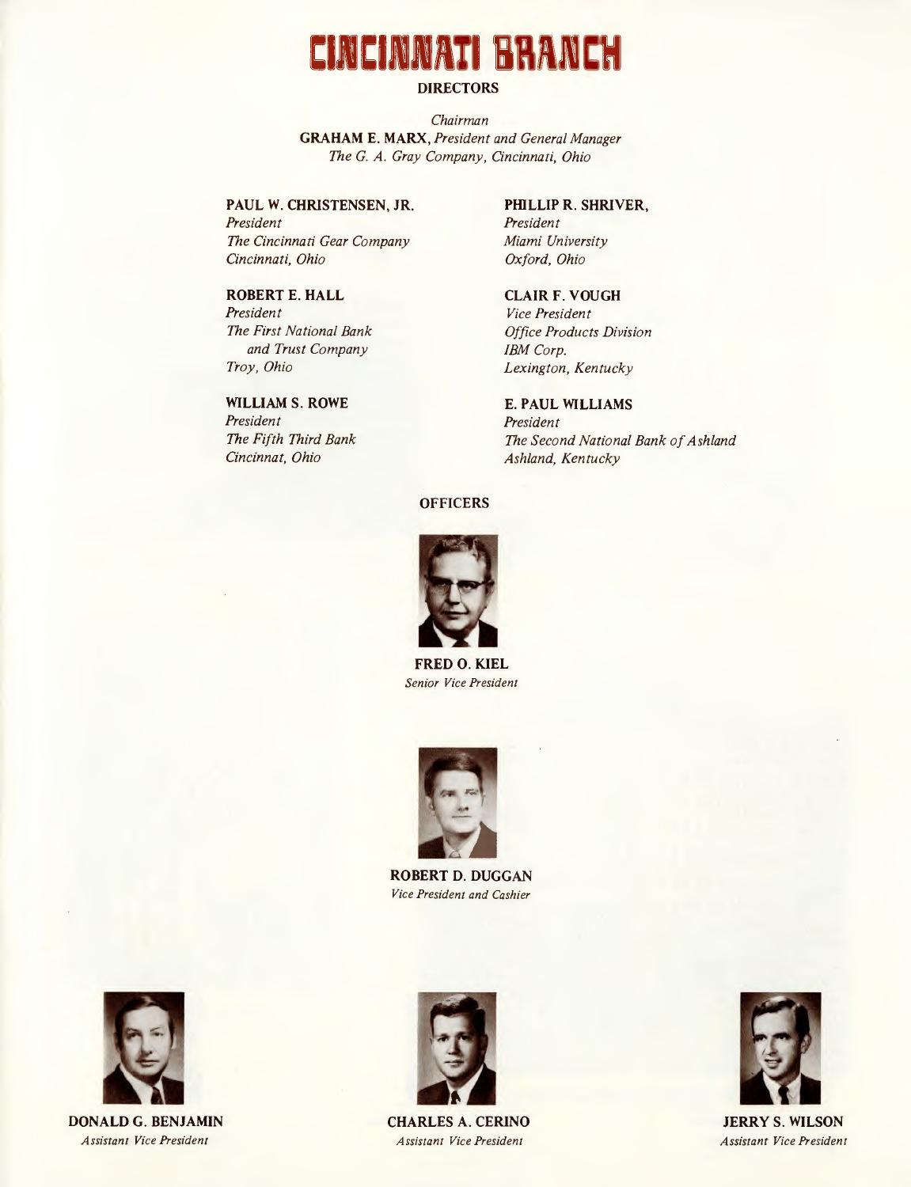# CINCINNATI BRANCH

## DIRECTORS

*Chairman*
**GRAHAM E. MARX,** *President and General Manager*
*The G. A. Gray Company, Cincinnati, Ohio*

**PAUL W. CHRISTENSEN, JR.**
*President*
*The Cincinnati Gear Company*
*Cincinnati, Ohio*

**ROBERT E. HALL**
*President*
*The First National Bank and Trust Company*
*Troy, Ohio*

**WILLIAM S. ROWE**
*President*
*The Fifth Third Bank*
*Cincinnat, Ohio*

**PHILLIP R. SHRIVER,**
*President*
*Miami University*
*Oxford, Ohio*

**CLAIR F. VOUGH**
*Vice President*
*Office Products Division*
*IBM Corp.*
*Lexington, Kentucky*

**E. PAUL WILLIAMS**
*President*
*The Second National Bank of Ashland*
*Ashland, Kentucky*

## OFFICERS

**FRED O. KIEL**
*Senior Vice President*

**ROBERT D. DUGGAN**
*Vice President and Cashier*

**DONALD G. BENJAMIN**
*Assistant Vice President*

**CHARLES A. CERINO**
*Assistant Vice President*

**JERRY S. WILSON**
*Assistant Vice President*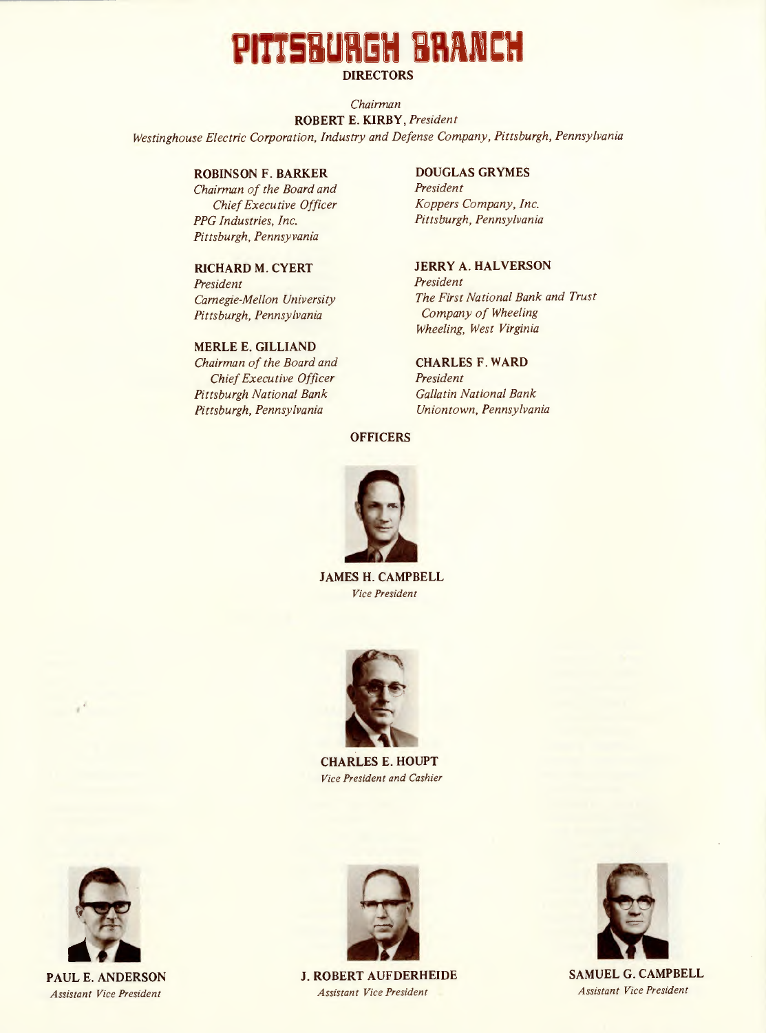# PITTSBURGH BRANCH

## DIRECTORS

*Chairman*
**ROBERT E. KIRBY**, *President*
*Westinghouse Electric Corporation, Industry and Defense Company, Pittsburgh, Pennsylvania*

**ROBINSON F. BARKER**
*Chairman of the Board and Chief Executive Officer*
*PPG Industries, Inc.*
*Pittsburgh, Pennsyvania*

**RICHARD M. CYERT**
*President*
*Carnegie-Mellon University*
*Pittsburgh, Pennsylvania*

**MERLE E. GILLIAND**
*Chairman of the Board and Chief Executive Officer*
*Pittsburgh National Bank*
*Pittsburgh, Pennsylvania*

**DOUGLAS GRYMES**
*President*
*Koppers Company, Inc.*
*Pittsburgh, Pennsylvania*

**JERRY A. HALVERSON**
*President*
*The First National Bank and Trust Company of Wheeling*
*Wheeling, West Virginia*

**CHARLES F. WARD**
*President*
*Gallatin National Bank*
*Uniontown, Pennsylvania*

## OFFICERS

**JAMES H. CAMPBELL**
*Vice President*

**CHARLES E. HOUPT**
*Vice President and Cashier*

**PAUL E. ANDERSON**
*Assistant Vice President*

**J. ROBERT AUFDERHEIDE**
*Assistant Vice President*

**SAMUEL G. CAMPBELL**
*Assistant Vice President*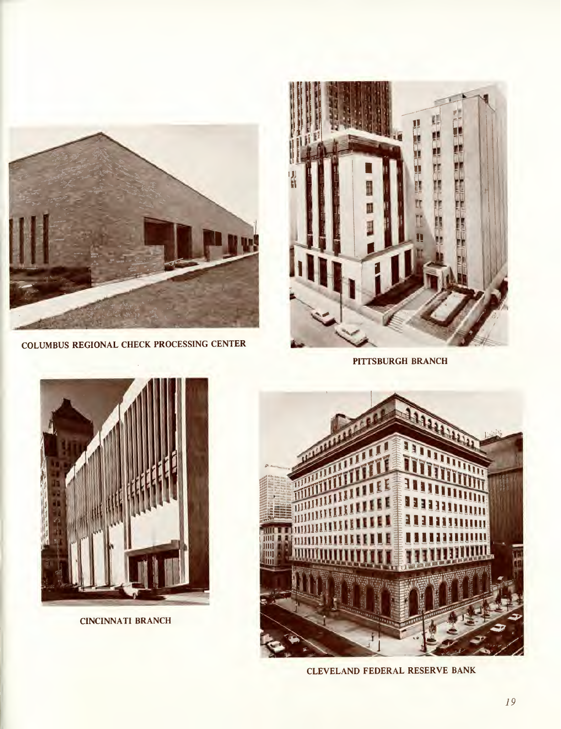COLUMBUS REGIONAL CHECK PROCESSING CENTER

PITTSBURGH BRANCH

CINCINNATI BRANCH

CLEVELAND FEDERAL RESERVE BANK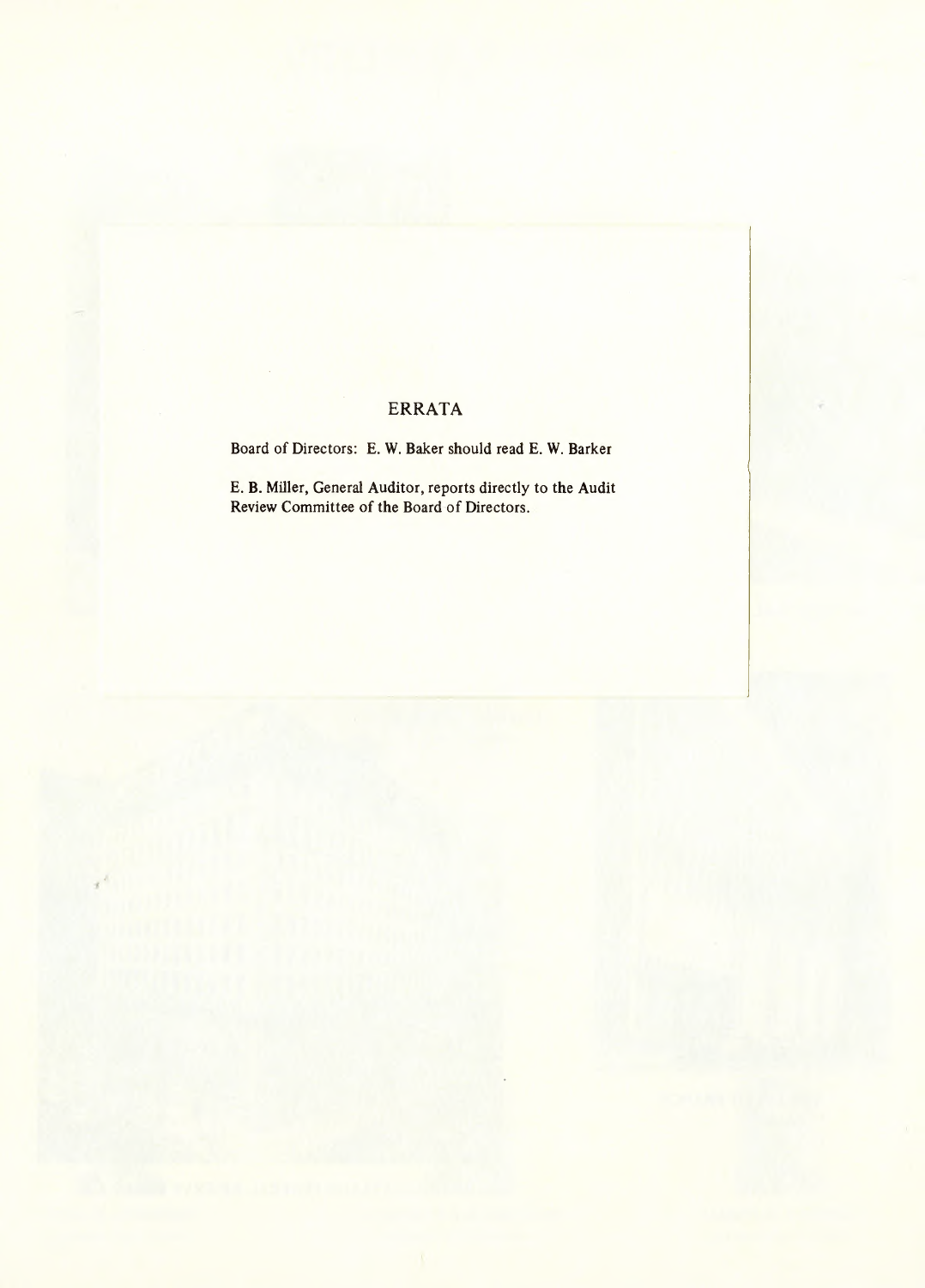# ERRATA

Board of Directors: E. W. Baker should read E. W. Barker

E. B. Miller, General Auditor, reports directly to the Audit Review Committee of the Board of Directors.